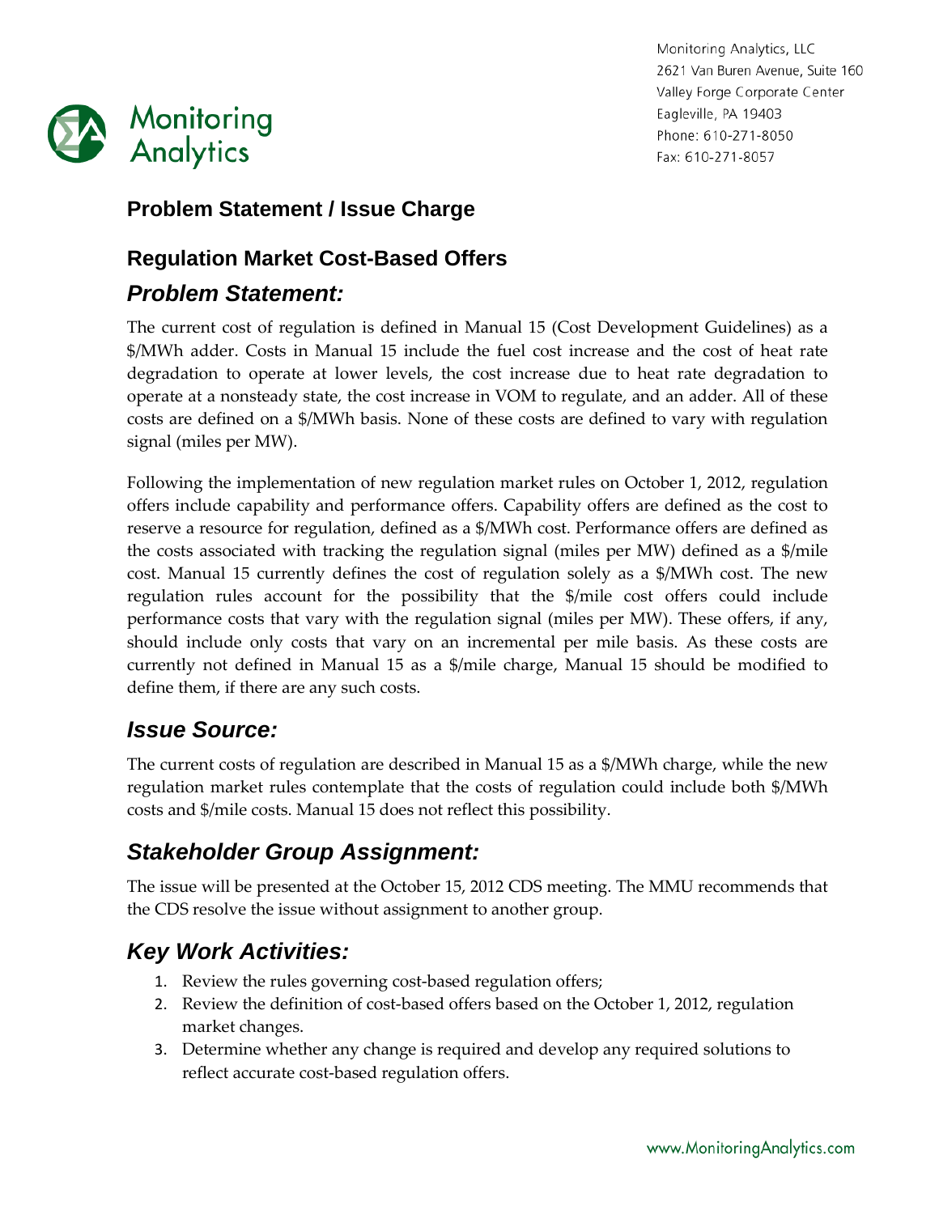Monitoring Analytics, LLC
2621 Van Buren Avenue, Suite 160
Valley Forge Corporate Center
Eagleville, PA 19403
Phone: 610-271-8050
Fax: 610-271-8057

# Problem Statement / Issue Charge

## Regulation Market Cost-Based Offers

### *Problem Statement:*

The current cost of regulation is defined in Manual 15 (Cost Development Guidelines) as a $/MWh adder. Costs in Manual 15 include the fuel cost increase and the cost of heat rate degradation to operate at lower levels, the cost increase due to heat rate degradation to operate at a nonsteady state, the cost increase in VOM to regulate, and an adder. All of these costs are defined on a $/MWh basis. None of these costs are defined to vary with regulation signal (miles per MW).

Following the implementation of new regulation market rules on October 1, 2012, regulation offers include capability and performance offers. Capability offers are defined as the cost to reserve a resource for regulation, defined as a $/MWh cost. Performance offers are defined as the costs associated with tracking the regulation signal (miles per MW) defined as a $/mile cost. Manual 15 currently defines the cost of regulation solely as a $/MWh cost. The new regulation rules account for the possibility that the $/mile cost offers could include performance costs that vary with the regulation signal (miles per MW). These offers, if any, should include only costs that vary on an incremental per mile basis. As these costs are currently not defined in Manual 15 as a $/mile charge, Manual 15 should be modified to define them, if there are any such costs.

### *Issue Source:*

The current costs of regulation are described in Manual 15 as a $/MWh charge, while the new regulation market rules contemplate that the costs of regulation could include both $/MWh costs and $/mile costs. Manual 15 does not reflect this possibility.

### *Stakeholder Group Assignment:*

The issue will be presented at the October 15, 2012 CDS meeting. The MMU recommends that the CDS resolve the issue without assignment to another group.

### *Key Work Activities:*

1. Review the rules governing cost-based regulation offers;
2. Review the definition of cost-based offers based on the October 1, 2012, regulation market changes.
3. Determine whether any change is required and develop any required solutions to reflect accurate cost-based regulation offers.

www.MonitoringAnalytics.com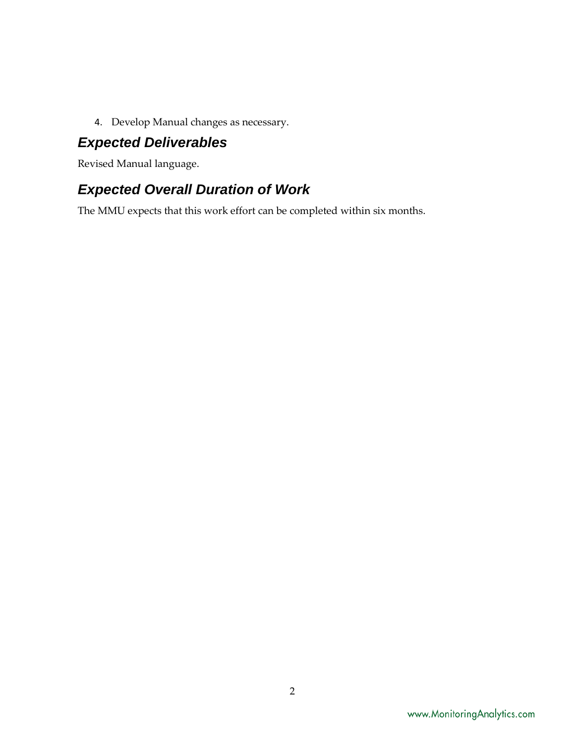4. Develop Manual changes as necessary.

## *Expected Deliverables*

Revised Manual language.

## *Expected Overall Duration of Work*

The MMU expects that this work effort can be completed within six months.